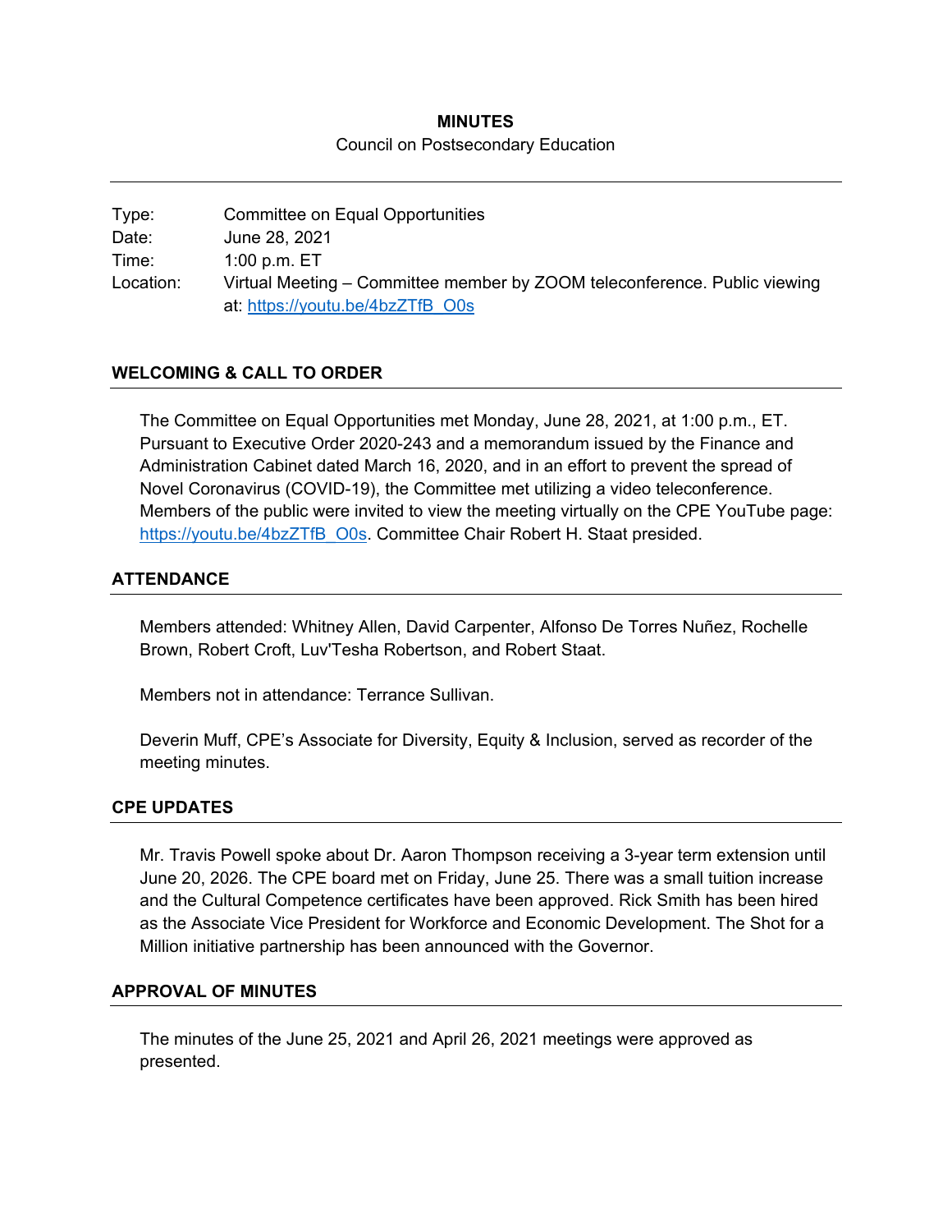**MINUTES**

Council on Postsecondary Education

| | |
|---|---|
| Type: | Committee on Equal Opportunities |
| Date: | June 28, 2021 |
| Time: | 1:00 p.m. ET |
| Location: | Virtual Meeting – Committee member by ZOOM teleconference. Public viewing at: https://youtu.be/4bzZTfB_O0s |

## WELCOMING & CALL TO ORDER

The Committee on Equal Opportunities met Monday, June 28, 2021, at 1:00 p.m., ET. Pursuant to Executive Order 2020-243 and a memorandum issued by the Finance and Administration Cabinet dated March 16, 2020, and in an effort to prevent the spread of Novel Coronavirus (COVID-19), the Committee met utilizing a video teleconference. Members of the public were invited to view the meeting virtually on the CPE YouTube page: https://youtu.be/4bzZTfB_O0s. Committee Chair Robert H. Staat presided.

## ATTENDANCE

Members attended: Whitney Allen, David Carpenter, Alfonso De Torres Nuñez, Rochelle Brown, Robert Croft, Luv'Tesha Robertson, and Robert Staat.

Members not in attendance: Terrance Sullivan.

Deverin Muff, CPE's Associate for Diversity, Equity & Inclusion, served as recorder of the meeting minutes.

## CPE UPDATES

Mr. Travis Powell spoke about Dr. Aaron Thompson receiving a 3-year term extension until June 20, 2026. The CPE board met on Friday, June 25. There was a small tuition increase and the Cultural Competence certificates have been approved. Rick Smith has been hired as the Associate Vice President for Workforce and Economic Development. The Shot for a Million initiative partnership has been announced with the Governor.

## APPROVAL OF MINUTES

The minutes of the June 25, 2021 and April 26, 2021 meetings were approved as presented.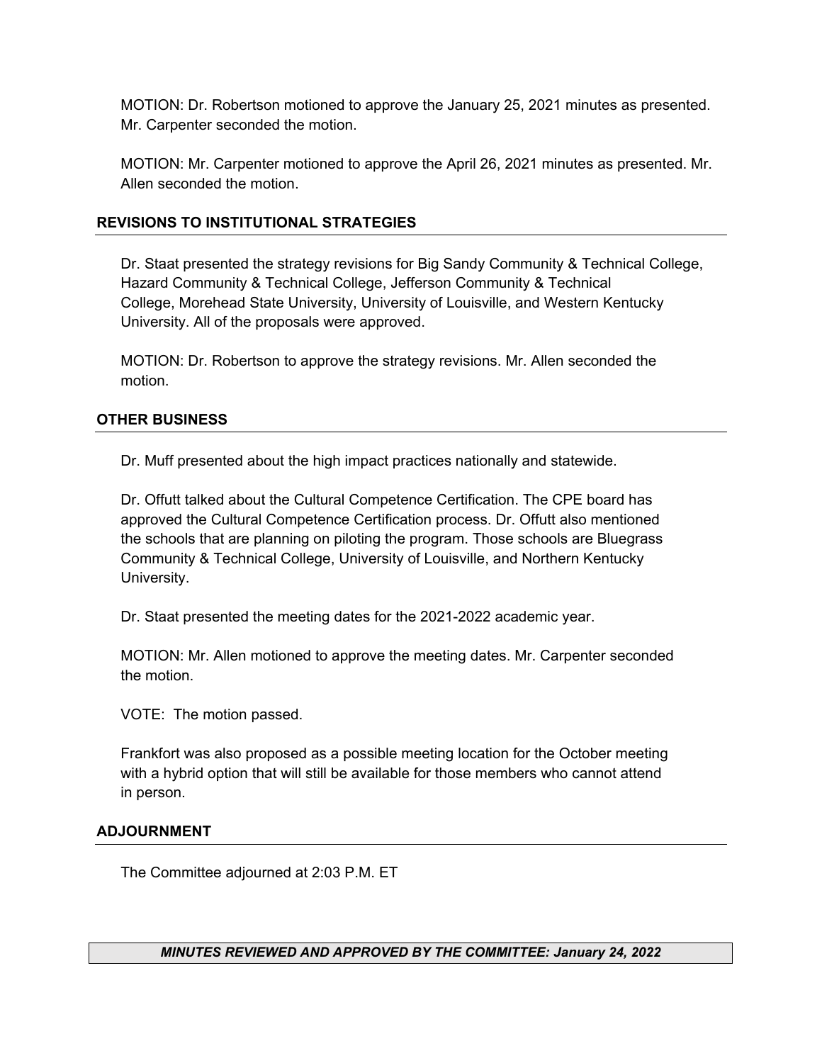MOTION: Dr. Robertson motioned to approve the January 25, 2021 minutes as presented. Mr. Carpenter seconded the motion.

MOTION: Mr. Carpenter motioned to approve the April 26, 2021 minutes as presented. Mr. Allen seconded the motion.

## REVISIONS TO INSTITUTIONAL STRATEGIES

Dr. Staat presented the strategy revisions for Big Sandy Community & Technical College, Hazard Community & Technical College, Jefferson Community & Technical College, Morehead State University, University of Louisville, and Western Kentucky University. All of the proposals were approved.

MOTION: Dr. Robertson to approve the strategy revisions. Mr. Allen seconded the motion.

## OTHER BUSINESS

Dr. Muff presented about the high impact practices nationally and statewide.

Dr. Offutt talked about the Cultural Competence Certification. The CPE board has approved the Cultural Competence Certification process. Dr. Offutt also mentioned the schools that are planning on piloting the program. Those schools are Bluegrass Community & Technical College, University of Louisville, and Northern Kentucky University.

Dr. Staat presented the meeting dates for the 2021-2022 academic year.

MOTION: Mr. Allen motioned to approve the meeting dates. Mr. Carpenter seconded the motion.

VOTE: The motion passed.

Frankfort was also proposed as a possible meeting location for the October meeting with a hybrid option that will still be available for those members who cannot attend in person.

## ADJOURNMENT

The Committee adjourned at 2:03 P.M. ET

***MINUTES REVIEWED AND APPROVED BY THE COMMITTEE: January 24, 2022***